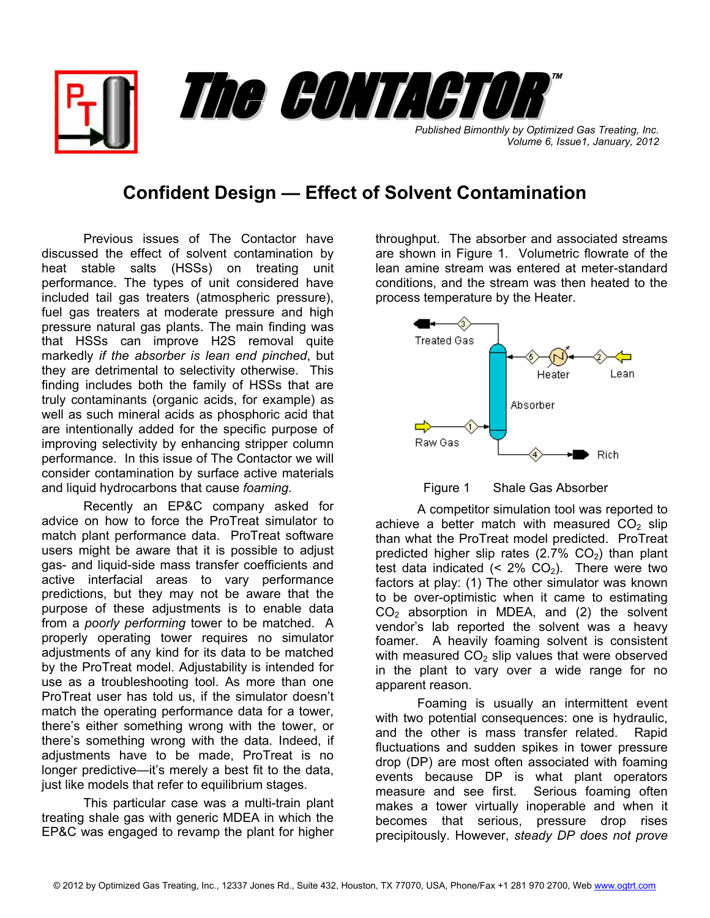# The CONTACTOR™

*Published Bimonthly by Optimized Gas Treating, Inc.*
*Volume 6, Issue1, January, 2012*

## Confident Design — Effect of Solvent Contamination

Previous issues of The Contactor have discussed the effect of solvent contamination by heat stable salts (HSSs) on treating unit performance. The types of unit considered have included tail gas treaters (atmospheric pressure), fuel gas treaters at moderate pressure and high pressure natural gas plants. The main finding was that HSSs can improve H2S removal quite markedly *if the absorber is lean end pinched*, but they are detrimental to selectivity otherwise. This finding includes both the family of HSSs that are truly contaminants (organic acids, for example) as well as such mineral acids as phosphoric acid that are intentionally added for the specific purpose of improving selectivity by enhancing stripper column performance. In this issue of The Contactor we will consider contamination by surface active materials and liquid hydrocarbons that cause *foaming*.

Recently an EP&C company asked for advice on how to force the ProTreat simulator to match plant performance data. ProTreat software users might be aware that it is possible to adjust gas- and liquid-side mass transfer coefficients and active interfacial areas to vary performance predictions, but they may not be aware that the purpose of these adjustments is to enable data from a *poorly performing* tower to be matched. A properly operating tower requires no simulator adjustments of any kind for its data to be matched by the ProTreat model. Adjustability is intended for use as a troubleshooting tool. As more than one ProTreat user has told us, if the simulator doesn't match the operating performance data for a tower, there's either something wrong with the tower, or there's something wrong with the data. Indeed, if adjustments have to be made, ProTreat is no longer predictive—it's merely a best fit to the data, just like models that refer to equilibrium stages.

This particular case was a multi-train plant treating shale gas with generic MDEA in which the EP&C was engaged to revamp the plant for higher throughput. The absorber and associated streams are shown in Figure 1. Volumetric flowrate of the lean amine stream was entered at meter-standard conditions, and the stream was then heated to the process temperature by the Heater.

Figure 1 Shale Gas Absorber

A competitor simulation tool was reported to achieve a better match with measured $CO_2$ slip than what the ProTreat model predicted. ProTreat predicted higher slip rates (2.7% $CO_2$) than plant test data indicated (< 2% $CO_2$). There were two factors at play: (1) The other simulator was known to be over-optimistic when it came to estimating $CO_2$ absorption in MDEA, and (2) the solvent vendor's lab reported the solvent was a heavy foamer. A heavily foaming solvent is consistent with measured $CO_2$ slip values that were observed in the plant to vary over a wide range for no apparent reason.

Foaming is usually an intermittent event with two potential consequences: one is hydraulic, and the other is mass transfer related. Rapid fluctuations and sudden spikes in tower pressure drop (DP) are most often associated with foaming events because DP is what plant operators measure and see first. Serious foaming often makes a tower virtually inoperable and when it becomes that serious, pressure drop rises precipitously. However, *steady DP does not prove*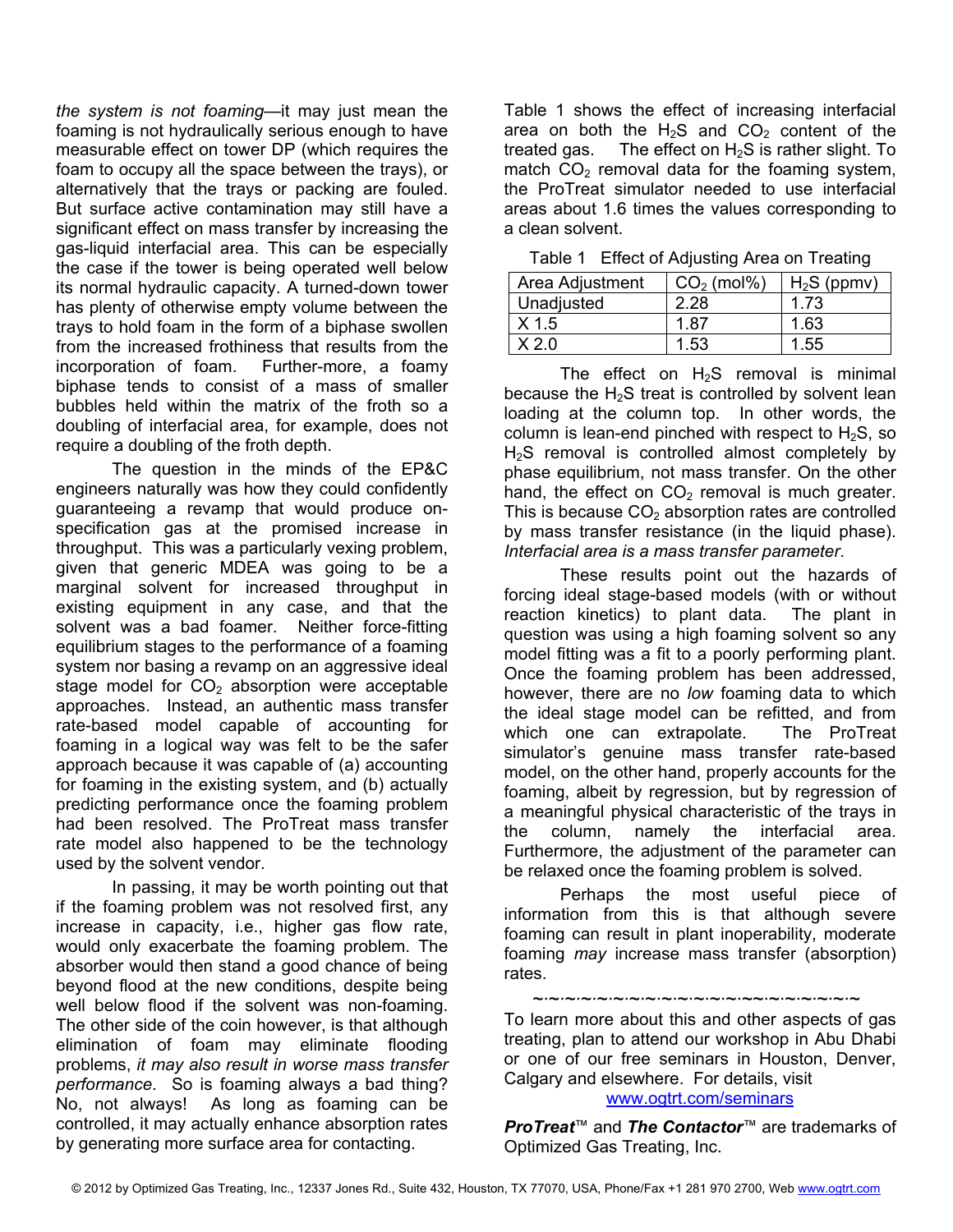*the system is not foaming*—it may just mean the foaming is not hydraulically serious enough to have measurable effect on tower DP (which requires the foam to occupy all the space between the trays), or alternatively that the trays or packing are fouled. But surface active contamination may still have a significant effect on mass transfer by increasing the gas-liquid interfacial area. This can be especially the case if the tower is being operated well below its normal hydraulic capacity. A turned-down tower has plenty of otherwise empty volume between the trays to hold foam in the form of a biphase swollen from the increased frothiness that results from the incorporation of foam. Further-more, a foamy biphase tends to consist of a mass of smaller bubbles held within the matrix of the froth so a doubling of interfacial area, for example, does not require a doubling of the froth depth.

The question in the minds of the EP&C engineers naturally was how they could confidently guaranteeing a revamp that would produce on-specification gas at the promised increase in throughput. This was a particularly vexing problem, given that generic MDEA was going to be a marginal solvent for increased throughput in existing equipment in any case, and that the solvent was a bad foamer. Neither force-fitting equilibrium stages to the performance of a foaming system nor basing a revamp on an aggressive ideal stage model for $CO_2$ absorption were acceptable approaches. Instead, an authentic mass transfer rate-based model capable of accounting for foaming in a logical way was felt to be the safer approach because it was capable of (a) accounting for foaming in the existing system, and (b) actually predicting performance once the foaming problem had been resolved. The ProTreat mass transfer rate model also happened to be the technology used by the solvent vendor.

In passing, it may be worth pointing out that if the foaming problem was not resolved first, any increase in capacity, i.e., higher gas flow rate, would only exacerbate the foaming problem. The absorber would then stand a good chance of being beyond flood at the new conditions, despite being well below flood if the solvent was non-foaming. The other side of the coin however, is that although elimination of foam may eliminate flooding problems, *it may also result in worse mass transfer performance*. So is foaming always a bad thing? No, not always! As long as foaming can be controlled, it may actually enhance absorption rates by generating more surface area for contacting.

Table 1 shows the effect of increasing interfacial area on both the $H_2S$ and $CO_2$ content of the treated gas. The effect on $H_2S$ is rather slight. To match $CO_2$ removal data for the foaming system, the ProTreat simulator needed to use interfacial areas about 1.6 times the values corresponding to a clean solvent.

Table 1 Effect of Adjusting Area on Treating

| Area Adjustment | $CO_2$ (mol%) | $H_2S$ (ppmv) |
|---|---|---|
| Unadjusted | 2.28 | 1.73 |
| X 1.5 | 1.87 | 1.63 |
| X 2.0 | 1.53 | 1.55 |

The effect on $H_2S$ removal is minimal because the $H_2S$ treat is controlled by solvent lean loading at the column top. In other words, the column is lean-end pinched with respect to $H_2S$, so $H_2S$ removal is controlled almost completely by phase equilibrium, not mass transfer. On the other hand, the effect on $CO_2$ removal is much greater. This is because $CO_2$ absorption rates are controlled by mass transfer resistance (in the liquid phase). *Interfacial area is a mass transfer parameter*.

These results point out the hazards of forcing ideal stage-based models (with or without reaction kinetics) to plant data. The plant in question was using a high foaming solvent so any model fitting was a fit to a poorly performing plant. Once the foaming problem has been addressed, however, there are no *low* foaming data to which the ideal stage model can be refitted, and from which one can extrapolate. The ProTreat simulator's genuine mass transfer rate-based model, on the other hand, properly accounts for the foaming, albeit by regression, but by regression of a meaningful physical characteristic of the trays in the column, namely the interfacial area. Furthermore, the adjustment of the parameter can be relaxed once the foaming problem is solved.

Perhaps the most useful piece of information from this is that although severe foaming can result in plant inoperability, moderate foaming *may* increase mass transfer (absorption) rates.

~·~·~·~·~·~·~·~·~·~·~·~·~·~·~·~·~·~·~·~·~·~

To learn more about this and other aspects of gas treating, plan to attend our workshop in Abu Dhabi or one of our free seminars in Houston, Denver, Calgary and elsewhere. For details, visit [www.ogtrt.com/seminars](www.ogtrt.com/seminars)

***ProTreat***™ and ***The Contactor***™ are trademarks of Optimized Gas Treating, Inc.

© 2012 by Optimized Gas Treating, Inc., 12337 Jones Rd., Suite 432, Houston, TX 77070, USA, Phone/Fax +1 281 970 2700, Web www.ogtrt.com